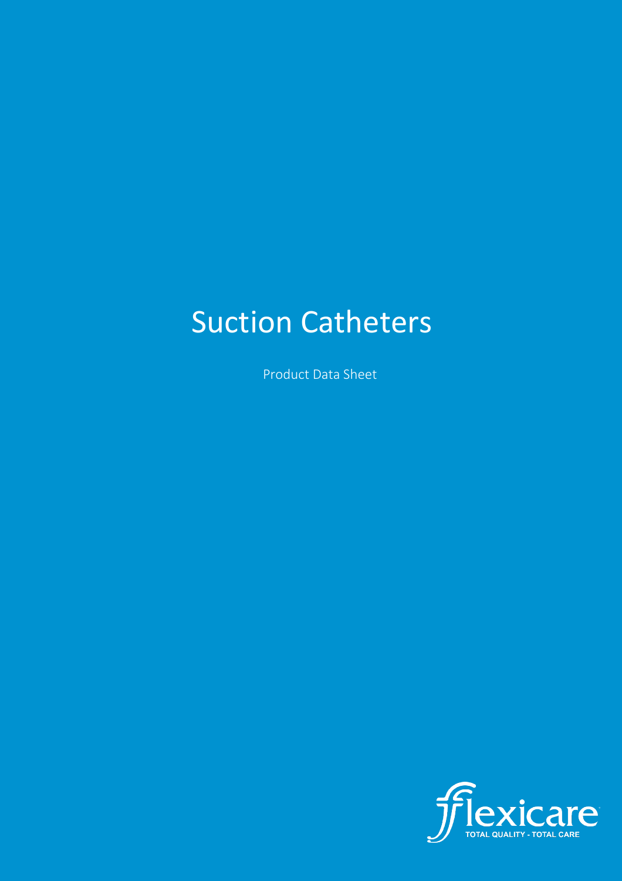# Suction Catheters

Product Data Sheet

flexicare

TOTAL QUALITY - TOTAL CARE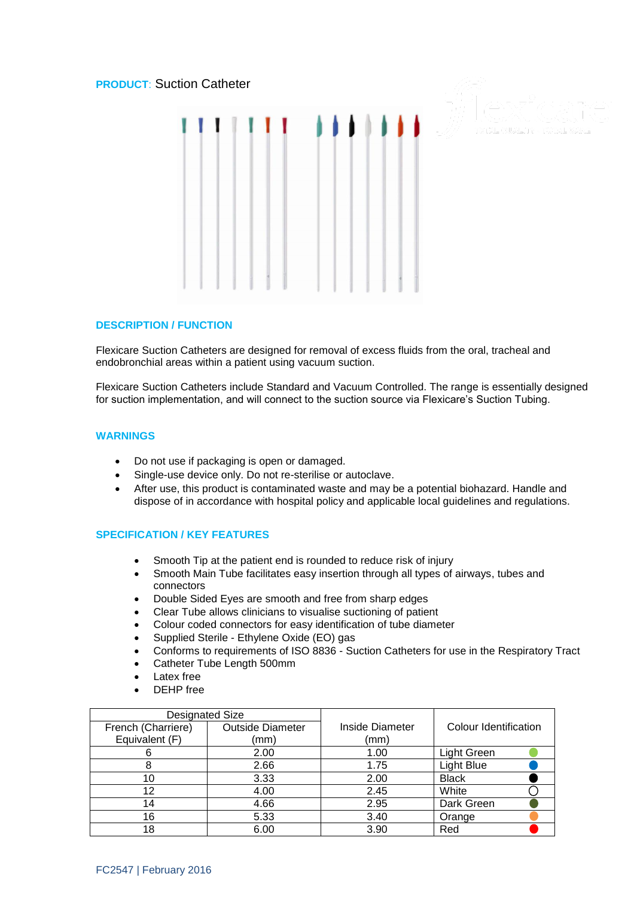**PRODUCT:** Suction Catheter

## DESCRIPTION / FUNCTION

Flexicare Suction Catheters are designed for removal of excess fluids from the oral, tracheal and endobronchial areas within a patient using vacuum suction.

Flexicare Suction Catheters include Standard and Vacuum Controlled. The range is essentially designed for suction implementation, and will connect to the suction source via Flexicare's Suction Tubing.

## WARNINGS

- Do not use if packaging is open or damaged.
- Single-use device only. Do not re-sterilise or autoclave.
- After use, this product is contaminated waste and may be a potential biohazard. Handle and dispose of in accordance with hospital policy and applicable local guidelines and regulations.

## SPECIFICATION / KEY FEATURES

- Smooth Tip at the patient end is rounded to reduce risk of injury
- Smooth Main Tube facilitates easy insertion through all types of airways, tubes and connectors
- Double Sided Eyes are smooth and free from sharp edges
- Clear Tube allows clinicians to visualise suctioning of patient
- Colour coded connectors for easy identification of tube diameter
- Supplied Sterile - Ethylene Oxide (EO) gas
- Conforms to requirements of ISO 8836 - Suction Catheters for use in the Respiratory Tract
- Catheter Tube Length 500mm
- Latex free
- DEHP free

| Designated Size | | Inside Diameter (mm) | Colour Identification |
|---|---|---|---|
| French (Charriere) Equivalent (F) | Outside Diameter (mm) | | |
| 6 | 2.00 | 1.00 | Light Green |
| 8 | 2.66 | 1.75 | Light Blue |
| 10 | 3.33 | 2.00 | Black |
| 12 | 4.00 | 2.45 | White |
| 14 | 4.66 | 2.95 | Dark Green |
| 16 | 5.33 | 3.40 | Orange |
| 18 | 6.00 | 3.90 | Red |

FC2547 | February 2016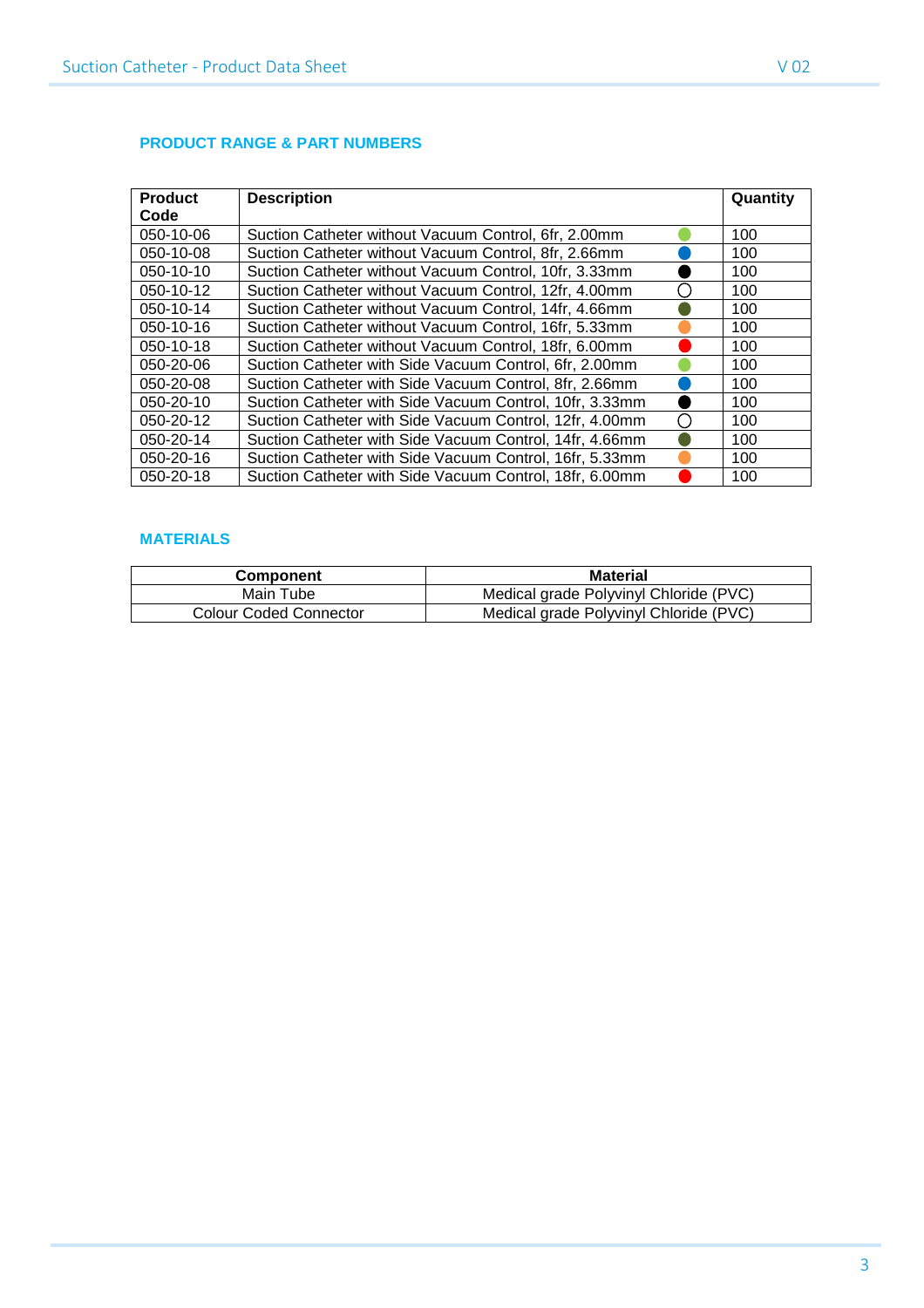## PRODUCT RANGE & PART NUMBERS

| Product Code | Description | | Quantity |
|---|---|---|---|
| 050-10-06 | Suction Catheter without Vacuum Control, 6fr, 2.00mm | ● | 100 |
| 050-10-08 | Suction Catheter without Vacuum Control, 8fr, 2.66mm | ● | 100 |
| 050-10-10 | Suction Catheter without Vacuum Control, 10fr, 3.33mm | ● | 100 |
| 050-10-12 | Suction Catheter without Vacuum Control, 12fr, 4.00mm | ○ | 100 |
| 050-10-14 | Suction Catheter without Vacuum Control, 14fr, 4.66mm | ● | 100 |
| 050-10-16 | Suction Catheter without Vacuum Control, 16fr, 5.33mm | ● | 100 |
| 050-10-18 | Suction Catheter without Vacuum Control, 18fr, 6.00mm | ● | 100 |
| 050-20-06 | Suction Catheter with Side Vacuum Control, 6fr, 2.00mm | ● | 100 |
| 050-20-08 | Suction Catheter with Side Vacuum Control, 8fr, 2.66mm | ● | 100 |
| 050-20-10 | Suction Catheter with Side Vacuum Control, 10fr, 3.33mm | ● | 100 |
| 050-20-12 | Suction Catheter with Side Vacuum Control, 12fr, 4.00mm | ○ | 100 |
| 050-20-14 | Suction Catheter with Side Vacuum Control, 14fr, 4.66mm | ● | 100 |
| 050-20-16 | Suction Catheter with Side Vacuum Control, 16fr, 5.33mm | ● | 100 |
| 050-20-18 | Suction Catheter with Side Vacuum Control, 18fr, 6.00mm | ● | 100 |

## MATERIALS

| Component | Material |
|---|---|
| Main Tube | Medical grade Polyvinyl Chloride (PVC) |
| Colour Coded Connector | Medical grade Polyvinyl Chloride (PVC) |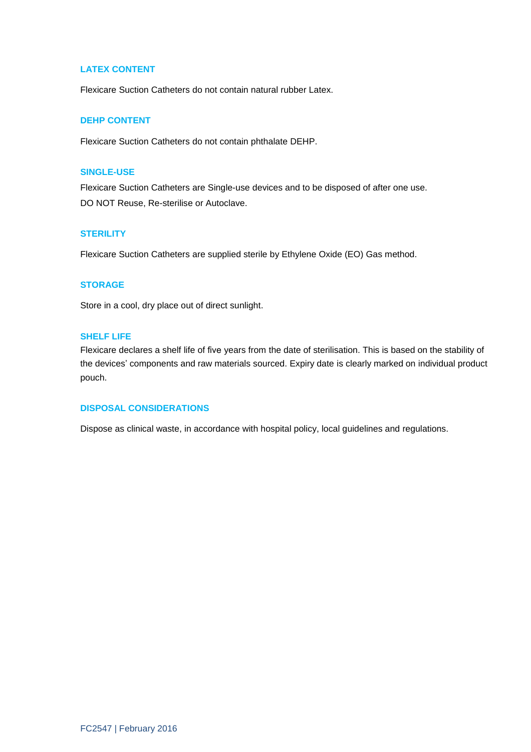## LATEX CONTENT

Flexicare Suction Catheters do not contain natural rubber Latex.

## DEHP CONTENT

Flexicare Suction Catheters do not contain phthalate DEHP.

## SINGLE-USE

Flexicare Suction Catheters are Single-use devices and to be disposed of after one use.
DO NOT Reuse, Re-sterilise or Autoclave.

## STERILITY

Flexicare Suction Catheters are supplied sterile by Ethylene Oxide (EO) Gas method.

## STORAGE

Store in a cool, dry place out of direct sunlight.

## SHELF LIFE

Flexicare declares a shelf life of five years from the date of sterilisation. This is based on the stability of the devices' components and raw materials sourced. Expiry date is clearly marked on individual product pouch.

## DISPOSAL CONSIDERATIONS

Dispose as clinical waste, in accordance with hospital policy, local guidelines and regulations.